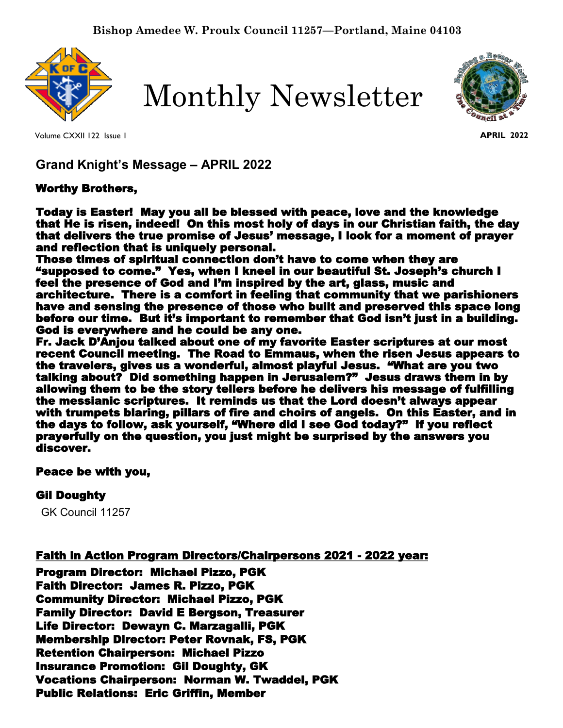**Bishop Amedee W. Proulx Council 11257—Portland, Maine 04103**

# Monthly Newsletter

Volume CXXII 122 Issue 1 **APRIL 2022**

## Grand Knight's Message – APRIL 2022

**Worthy Brothers,**

**Today is Easter! May you all be blessed with peace, love and the knowledge that He is risen, indeed! On this most holy of days in our Christian faith, the day that delivers the true promise of Jesus' message, I look for a moment of prayer and reflection that is uniquely personal.**
**Those times of spiritual connection don't have to come when they are "supposed to come." Yes, when I kneel in our beautiful St. Joseph's church I feel the presence of God and I'm inspired by the art, glass, music and architecture. There is a comfort in feeling that community that we parishioners have and sensing the presence of those who built and preserved this space long before our time. But it's important to remember that God isn't just in a building. God is everywhere and he could be any one.**
**Fr. Jack D'Anjou talked about one of my favorite Easter scriptures at our most recent Council meeting. The Road to Emmaus, when the risen Jesus appears to the travelers, gives us a wonderful, almost playful Jesus. "What are you two talking about? Did something happen in Jerusalem?" Jesus draws them in by allowing them to be the story tellers before he delivers his message of fulfilling the messianic scriptures. It reminds us that the Lord doesn't always appear with trumpets blaring, pillars of fire and choirs of angels. On this Easter, and in the days to follow, ask yourself, "Where did I see God today?" If you reflect prayerfully on the question, you just might be surprised by the answers you discover.**

**Peace be with you,**

**Gil Doughty**
GK Council 11257

**Faith in Action Program Directors/Chairpersons 2021 - 2022 year:**

**Program Director: Michael Pizzo, PGK**
**Faith Director: James R. Pizzo, PGK**
**Community Director: Michael Pizzo, PGK**
**Family Director: David E Bergson, Treasurer**
**Life Director: Dewayn C. Marzagalli, PGK**
**Membership Director: Peter Rovnak, FS, PGK**
**Retention Chairperson: Michael Pizzo**
**Insurance Promotion: Gil Doughty, GK**
**Vocations Chairperson: Norman W. Twaddel, PGK**
**Public Relations: Eric Griffin, Member**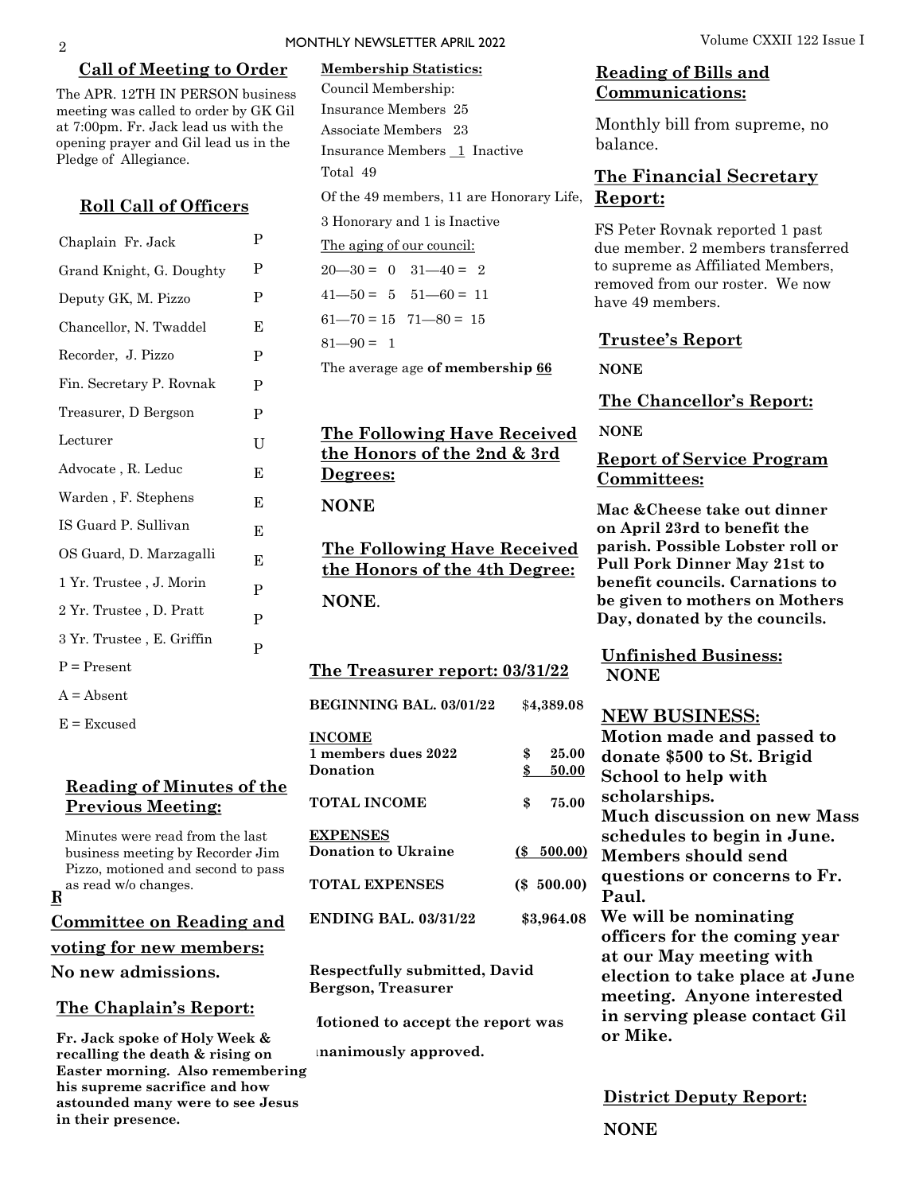## Call of Meeting to Order

The APR. 12TH IN PERSON business meeting was called to order by GK Gil at 7:00pm. Fr. Jack lead us with the opening prayer and Gil lead us in the Pledge of Allegiance.

## Roll Call of Officers

| Officer | |
|---|---|
| Chaplain Fr. Jack | P |
| Grand Knight, G. Doughty | P |
| Deputy GK, M. Pizzo | P |
| Chancellor, N. Twaddel | E |
| Recorder, J. Pizzo | P |
| Fin. Secretary P. Rovnak | P |
| Treasurer, D Bergson | P |
| Lecturer | U |
| Advocate , R. Leduc | E |
| Warden , F. Stephens | E |
| IS Guard P. Sullivan | E |
| OS Guard, D. Marzagalli | E |
| 1 Yr. Trustee , J. Morin | P |
| 2 Yr. Trustee , D. Pratt | P |
| 3 Yr. Trustee , E. Griffin | P |

P = Present

A = Absent

E = Excused

## Reading of Minutes of the Previous Meeting:

Minutes were read from the last business meeting by Recorder Jim Pizzo, motioned and second to pass as read w/o changes.

## Committee on Reading and voting for new members:

**No new admissions.**

## The Chaplain's Report:

**Fr. Jack spoke of Holy Week & recalling the death & rising on Easter morning. Also remembering his supreme sacrifice and how astounded many were to see Jesus in their presence.**

**Membership Statistics:**

Council Membership:

Insurance Members 25

Associate Members 23

Insurance Members 1 Inactive

Total 49

Of the 49 members, 11 are Honorary Life, 3 Honorary and 1 is Inactive

The aging of our council:

20—30 = 0   31—40 = 2

41—50 = 5   51—60 = 11

61—70 = 15   71—80 = 15

81—90 = 1

The average age **of membership 66**

## The Following Have Received the Honors of the 2nd & 3rd Degrees:

**NONE**

## The Following Have Received the Honors of the 4th Degree:

**NONE**.

## The Treasurer report: 03/31/22

| | |
|---|---|
| **BEGINNING BAL. 03/01/22** | $4,389.08 |
| **INCOME** | |
| **1 members dues 2022** | **$ 25.00** |
| **Donation** | **$ 50.00** |
| **TOTAL INCOME** | **$ 75.00** |
| **EXPENSES** | |
| **Donation to Ukraine** | **($ 500.00)** |
| **TOTAL EXPENSES** | **($ 500.00)** |
| **ENDING BAL. 03/31/22** | **$3,964.08** |

**Respectfully submitted, David Bergson, Treasurer**

**Motioned to accept the report was unanimously approved.**

## Reading of Bills and Communications:

Monthly bill from supreme, no balance.

## The Financial Secretary Report:

FS Peter Rovnak reported 1 past due member. 2 members transferred to supreme as Affiliated Members, removed from our roster. We now have 49 members.

## Trustee's Report

**NONE**

## The Chancellor's Report:

**NONE**

## Report of Service Program Committees:

**Mac &Cheese take out dinner on April 23rd to benefit the parish. Possible Lobster roll or Pull Pork Dinner May 21st to benefit councils. Carnations to be given to mothers on Mothers Day, donated by the councils.**

## Unfinished Business:

**NONE**

## NEW BUSINESS:

**Motion made and passed to donate $500 to St. Brigid School to help with scholarships.**

**Much discussion on new Mass schedules to begin in June. Members should send questions or concerns to Fr. Paul.**

**We will be nominating officers for the coming year at our May meeting with election to take place at June meeting. Anyone interested in serving please contact Gil or Mike.**

## District Deputy Report:

**NONE**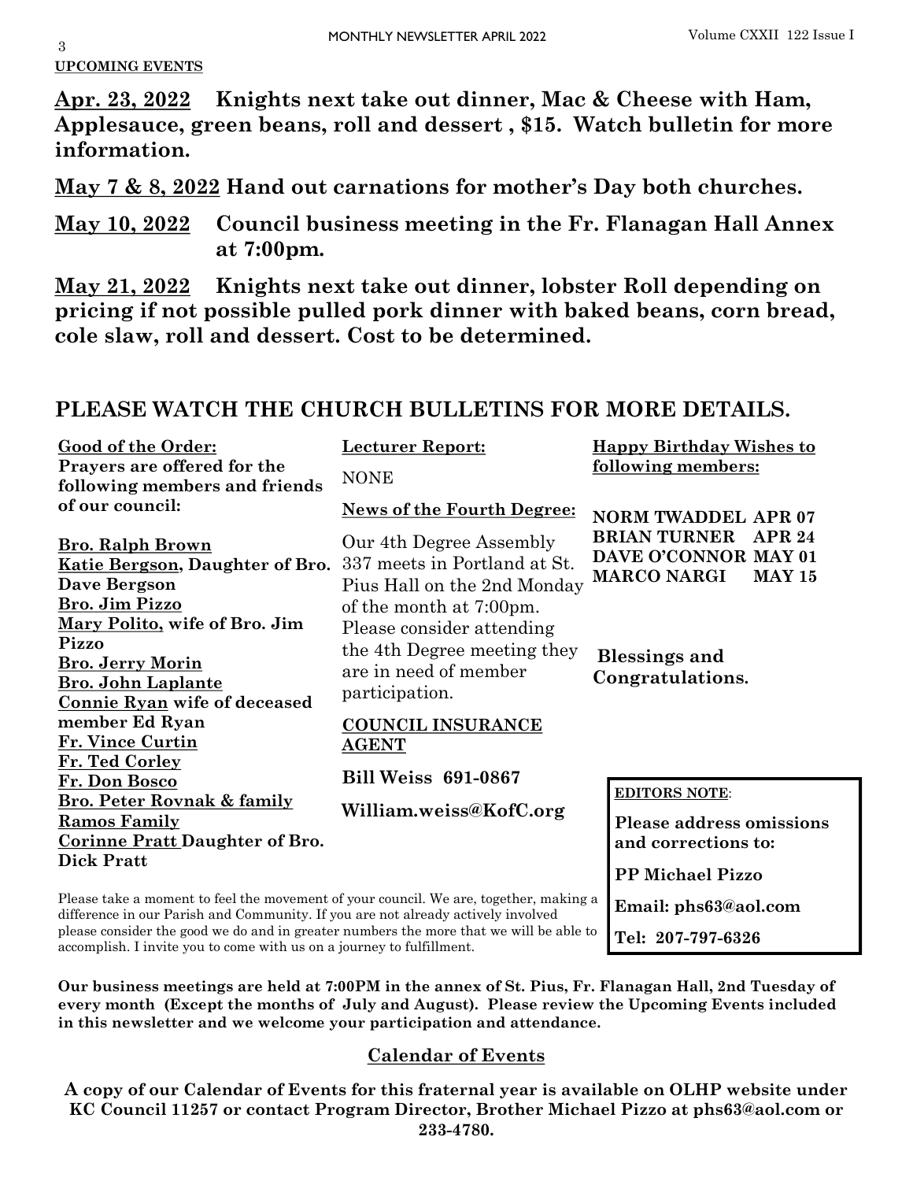**UPCOMING EVENTS**

**Apr. 23, 2022** **Knights next take out dinner, Mac & Cheese with Ham, Applesauce, green beans, roll and dessert , $15. Watch bulletin for more information.**

**May 7 & 8, 2022** **Hand out carnations for mother's Day both churches.**

**May 10, 2022** **Council business meeting in the Fr. Flanagan Hall Annex at 7:00pm.**

**May 21, 2022** **Knights next take out dinner, lobster Roll depending on pricing if not possible pulled pork dinner with baked beans, corn bread, cole slaw, roll and dessert. Cost to be determined.**

## PLEASE WATCH THE CHURCH BULLETINS FOR MORE DETAILS.

**Good of the Order:**

**Prayers are offered for the following members and friends of our council:**

**Bro. Ralph Brown**
**Katie Bergson, Daughter of Bro. Dave Bergson**
**Bro. Jim Pizzo**
**Mary Polito, wife of Bro. Jim Pizzo**
**Bro. Jerry Morin**
**Bro. John Laplante**
**Connie Ryan wife of deceased member Ed Ryan**
**Fr. Vince Curtin**
**Fr. Ted Corley**
**Fr. Don Bosco**
**Bro. Peter Rovnak & family**
**Ramos Family**
**Corinne Pratt Daughter of Bro. Dick Pratt**

**Lecturer Report:**

NONE

**News of the Fourth Degree:**

Our 4th Degree Assembly 337 meets in Portland at St. Pius Hall on the 2nd Monday of the month at 7:00pm. Please consider attending the 4th Degree meeting they are in need of member participation.

**COUNCIL INSURANCE AGENT**

**Bill Weiss 691-0867**

**William.weiss@KofC.org**

**Happy Birthday Wishes to following members:**

**NORM TWADDEL APR 07**
**BRIAN TURNER APR 24**
**DAVE O'CONNOR MAY 01**
**MARCO NARGI MAY 15**

**Blessings and Congratulations.**

**EDITORS NOTE**:

**Please address omissions and corrections to:**

**PP Michael Pizzo**

**Email: phs63@aol.com**

**Tel: 207-797-6326**

Please take a moment to feel the movement of your council. We are, together, making a difference in our Parish and Community. If you are not already actively involved please consider the good we do and in greater numbers the more that we will be able to accomplish. I invite you to come with us on a journey to fulfillment.

**Our business meetings are held at 7:00PM in the annex of St. Pius, Fr. Flanagan Hall, 2nd Tuesday of every month (Except the months of July and August). Please review the Upcoming Events included in this newsletter and we welcome your participation and attendance.**

## Calendar of Events

**A copy of our Calendar of Events for this fraternal year is available on OLHP website under KC Council 11257 or contact Program Director, Brother Michael Pizzo at phs63@aol.com or 233-4780.**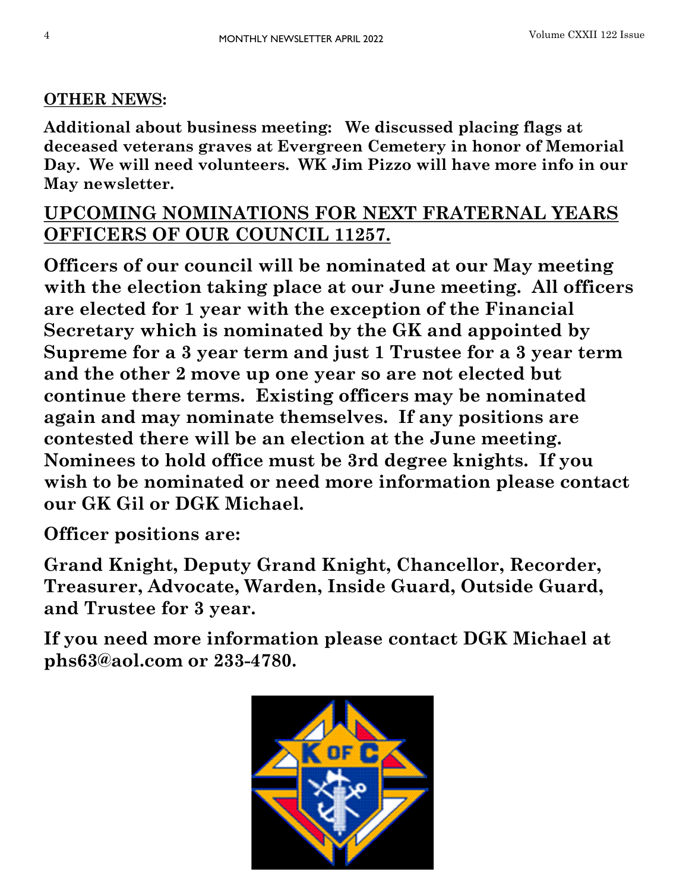**OTHER NEWS:**

**Additional about business meeting: We discussed placing flags at deceased veterans graves at Evergreen Cemetery in honor of Memorial Day. We will need volunteers. WK Jim Pizzo will have more info in our May newsletter.**

## UPCOMING NOMINATIONS FOR NEXT FRATERNAL YEARS OFFICERS OF OUR COUNCIL 11257.

**Officers of our council will be nominated at our May meeting with the election taking place at our June meeting. All officers are elected for 1 year with the exception of the Financial Secretary which is nominated by the GK and appointed by Supreme for a 3 year term and just 1 Trustee for a 3 year term and the other 2 move up one year so are not elected but continue there terms. Existing officers may be nominated again and may nominate themselves. If any positions are contested there will be an election at the June meeting. Nominees to hold office must be 3rd degree knights. If you wish to be nominated or need more information please contact our GK Gil or DGK Michael.**

**Officer positions are:**

**Grand Knight, Deputy Grand Knight, Chancellor, Recorder, Treasurer, Advocate, Warden, Inside Guard, Outside Guard, and Trustee for 3 year.**

**If you need more information please contact DGK Michael at phs63@aol.com or 233-4780.**